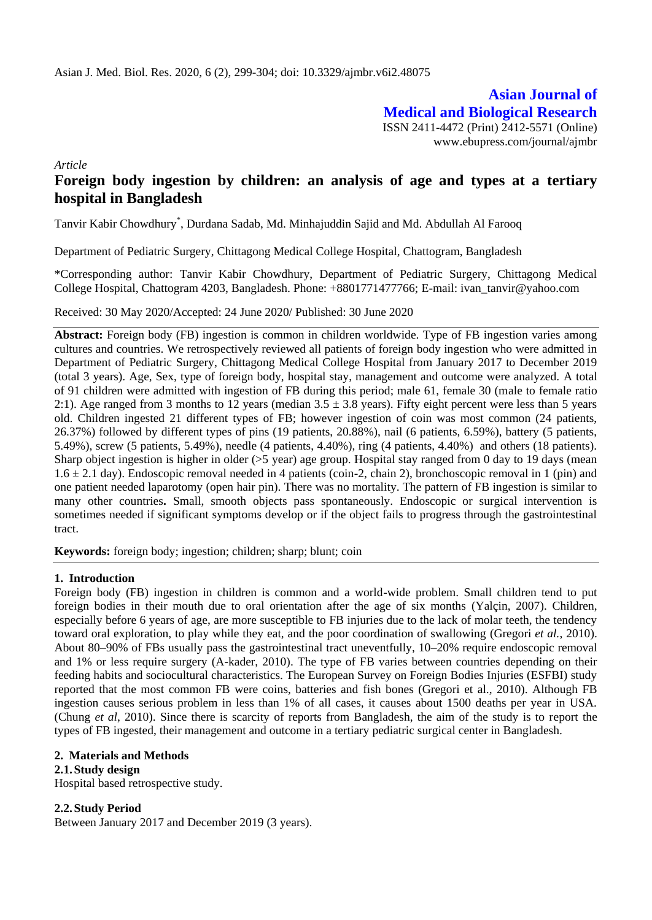**Asian Journal of Medical and Biological Research**

ISSN 2411-4472 (Print) 2412-5571 (Online)

www.ebupress.com/journal/ajmbr

*Article*

# Foreign body ingestion by children: an analysis of age and types at a tertiary hospital in Bangladesh

Tanvir Kabir Chowdhury*, Durdana Sadab, Md. Minhajuddin Sajid and Md. Abdullah Al Farooq

Department of Pediatric Surgery, Chittagong Medical College Hospital, Chattogram, Bangladesh

*Corresponding author: Tanvir Kabir Chowdhury, Department of Pediatric Surgery, Chittagong Medical College Hospital, Chattogram 4203, Bangladesh. Phone: +8801771477766; E-mail: ivan_tanvir@yahoo.com

Received: 30 May 2020/Accepted: 24 June 2020/ Published: 30 June 2020

**Abstract:** Foreign body (FB) ingestion is common in children worldwide. Type of FB ingestion varies among cultures and countries. We retrospectively reviewed all patients of foreign body ingestion who were admitted in Department of Pediatric Surgery, Chittagong Medical College Hospital from January 2017 to December 2019 (total 3 years). Age, Sex, type of foreign body, hospital stay, management and outcome were analyzed. A total of 91 children were admitted with ingestion of FB during this period; male 61, female 30 (male to female ratio 2:1). Age ranged from 3 months to 12 years (median 3.5 ± 3.8 years). Fifty eight percent were less than 5 years old. Children ingested 21 different types of FB; however ingestion of coin was most common (24 patients, 26.37%) followed by different types of pins (19 patients, 20.88%), nail (6 patients, 6.59%), battery (5 patients, 5.49%), screw (5 patients, 5.49%), needle (4 patients, 4.40%), ring (4 patients, 4.40%) and others (18 patients). Sharp object ingestion is higher in older (>5 year) age group. Hospital stay ranged from 0 day to 19 days (mean 1.6 ± 2.1 day). Endoscopic removal needed in 4 patients (coin-2, chain 2), bronchoscopic removal in 1 (pin) and one patient needed laparotomy (open hair pin). There was no mortality. The pattern of FB ingestion is similar to many other countries**.** Small, smooth objects pass spontaneously. Endoscopic or surgical intervention is sometimes needed if significant symptoms develop or if the object fails to progress through the gastrointestinal tract.

**Keywords:** foreign body; ingestion; children; sharp; blunt; coin

## 1. Introduction

Foreign body (FB) ingestion in children is common and a world-wide problem. Small children tend to put foreign bodies in their mouth due to oral orientation after the age of six months (Yalçin, 2007). Children, especially before 6 years of age, are more susceptible to FB injuries due to the lack of molar teeth, the tendency toward oral exploration, to play while they eat, and the poor coordination of swallowing (Gregori *et al.*, 2010). About 80–90% of FBs usually pass the gastrointestinal tract uneventfully, 10–20% require endoscopic removal and 1% or less require surgery (A-kader, 2010). The type of FB varies between countries depending on their feeding habits and sociocultural characteristics. The European Survey on Foreign Bodies Injuries (ESFBI) study reported that the most common FB were coins, batteries and fish bones (Gregori et al., 2010). Although FB ingestion causes serious problem in less than 1% of all cases, it causes about 1500 deaths per year in USA. (Chung *et al*, 2010). Since there is scarcity of reports from Bangladesh, the aim of the study is to report the types of FB ingested, their management and outcome in a tertiary pediatric surgical center in Bangladesh.

## 2. Materials and Methods

### 2.1. Study design

Hospital based retrospective study.

### 2.2. Study Period

Between January 2017 and December 2019 (3 years).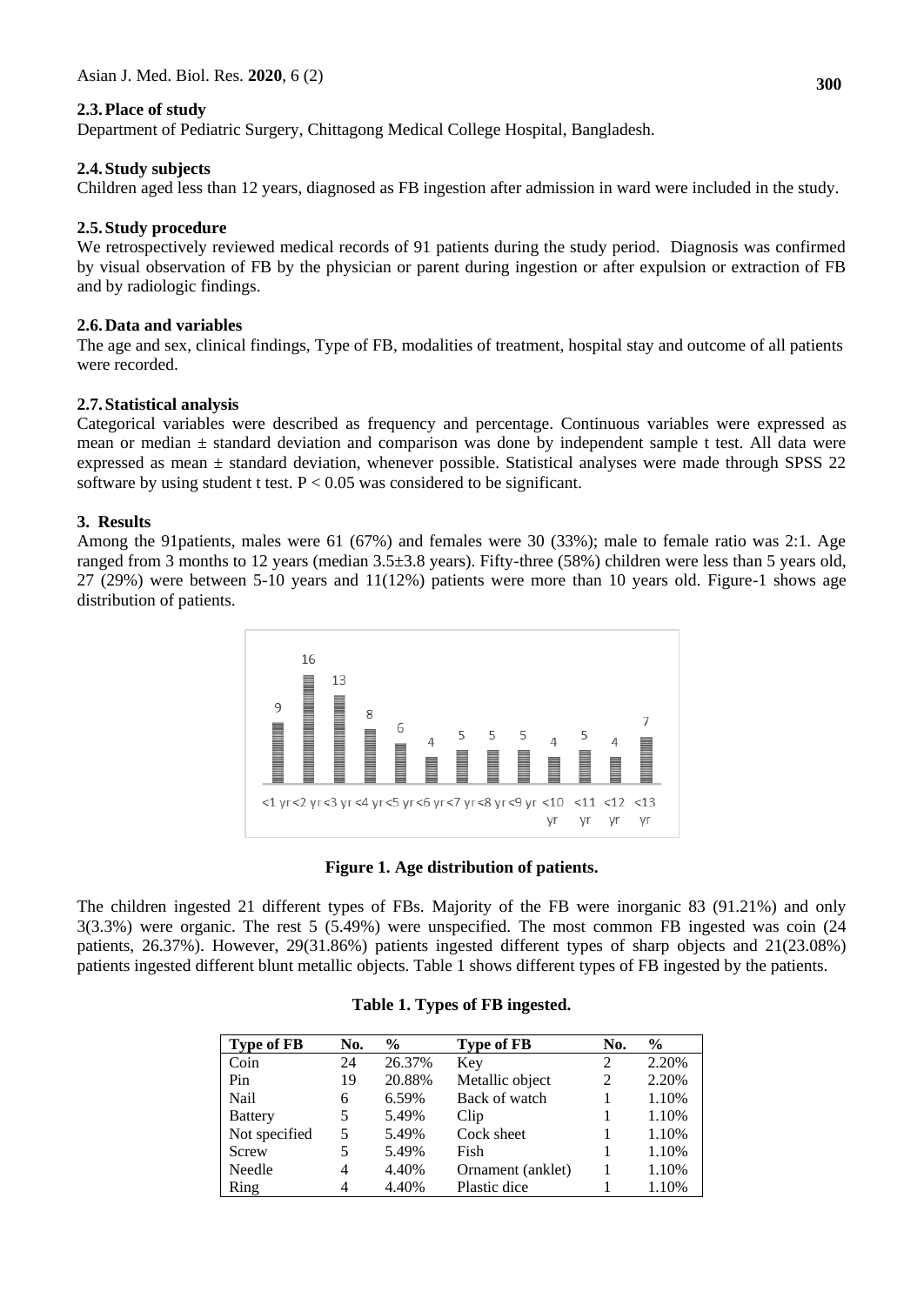### 2.3. Place of study

Department of Pediatric Surgery, Chittagong Medical College Hospital, Bangladesh.

### 2.4. Study subjects

Children aged less than 12 years, diagnosed as FB ingestion after admission in ward were included in the study.

### 2.5. Study procedure

We retrospectively reviewed medical records of 91 patients during the study period. Diagnosis was confirmed by visual observation of FB by the physician or parent during ingestion or after expulsion or extraction of FB and by radiologic findings.

### 2.6. Data and variables

The age and sex, clinical findings, Type of FB, modalities of treatment, hospital stay and outcome of all patients were recorded.

### 2.7. Statistical analysis

Categorical variables were described as frequency and percentage. Continuous variables were expressed as mean or median ± standard deviation and comparison was done by independent sample t test. All data were expressed as mean ± standard deviation, whenever possible. Statistical analyses were made through SPSS 22 software by using student t test. $P < 0.05$ was considered to be significant.

## 3. Results

Among the 91patients, males were 61 (67%) and females were 30 (33%); male to female ratio was 2:1. Age ranged from 3 months to 12 years (median 3.5±3.8 years). Fifty-three (58%) children were less than 5 years old, 27 (29%) were between 5-10 years and 11(12%) patients were more than 10 years old. Figure-1 shows age distribution of patients.

**Figure 1. Age distribution of patients.**

The children ingested 21 different types of FBs. Majority of the FB were inorganic 83 (91.21%) and only 3(3.3%) were organic. The rest 5 (5.49%) were unspecified. The most common FB ingested was coin (24 patients, 26.37%). However, 29(31.86%) patients ingested different types of sharp objects and 21(23.08%) patients ingested different blunt metallic objects. Table 1 shows different types of FB ingested by the patients.

**Table 1. Types of FB ingested.**

| Type of FB | No. | % | Type of FB | No. | % |
|---|---|---|---|---|---|
| Coin | 24 | 26.37% | Key | 2 | 2.20% |
| Pin | 19 | 20.88% | Metallic object | 2 | 2.20% |
| Nail | 6 | 6.59% | Back of watch | 1 | 1.10% |
| Battery | 5 | 5.49% | Clip | 1 | 1.10% |
| Not specified | 5 | 5.49% | Cock sheet | 1 | 1.10% |
| Screw | 5 | 5.49% | Fish | 1 | 1.10% |
| Needle | 4 | 4.40% | Ornament (anklet) | 1 | 1.10% |
| Ring | 4 | 4.40% | Plastic dice | 1 | 1.10% |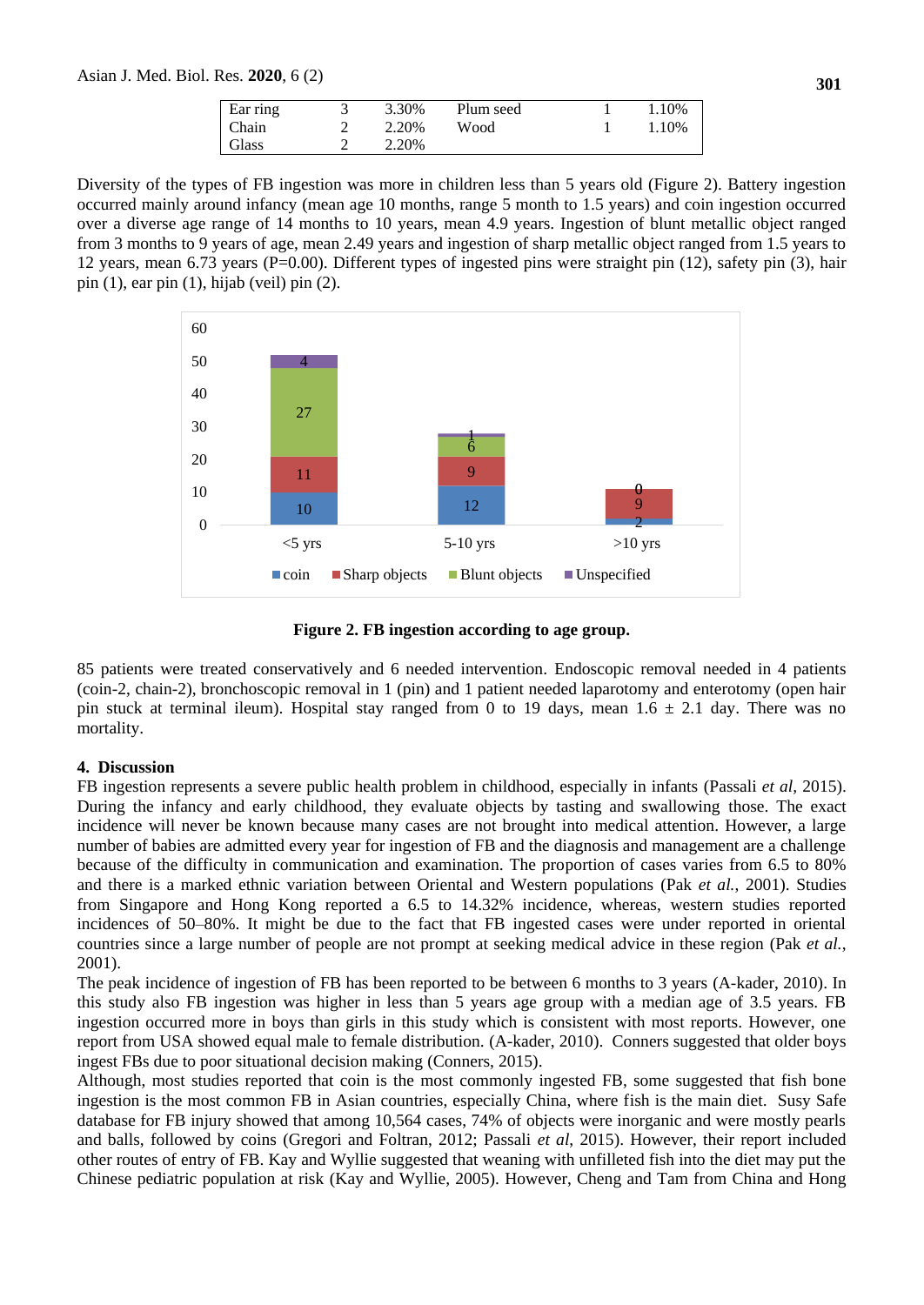| Ear ring | 3 | 3.30% | Plum seed | 1 | 1.10% |
|---|---|---|---|---|---|
| Chain | 2 | 2.20% | Wood | 1 | 1.10% |
| Glass | 2 | 2.20% | | | |

Diversity of the types of FB ingestion was more in children less than 5 years old (Figure 2). Battery ingestion occurred mainly around infancy (mean age 10 months, range 5 month to 1.5 years) and coin ingestion occurred over a diverse age range of 14 months to 10 years, mean 4.9 years. Ingestion of blunt metallic object ranged from 3 months to 9 years of age, mean 2.49 years and ingestion of sharp metallic object ranged from 1.5 years to 12 years, mean 6.73 years (P=0.00). Different types of ingested pins were straight pin (12), safety pin (3), hair pin (1), ear pin (1), hijab (veil) pin (2).

| Age group | coin | Sharp objects | Blunt objects | Unspecified |
|---|---|---|---|---|
| <5 yrs | 10 | 11 | 27 | 4 |
| 5-10 yrs | 12 | 9 | 6 | 1 |
| >10 yrs | 2 | 9 | 0 | 0 |

**Figure 2. FB ingestion according to age group.**

85 patients were treated conservatively and 6 needed intervention. Endoscopic removal needed in 4 patients (coin-2, chain-2), bronchoscopic removal in 1 (pin) and 1 patient needed laparotomy and enterotomy (open hair pin stuck at terminal ileum). Hospital stay ranged from 0 to 19 days, mean 1.6 ± 2.1 day. There was no mortality.

## 4. Discussion

FB ingestion represents a severe public health problem in childhood, especially in infants (Passali *et al*, 2015). During the infancy and early childhood, they evaluate objects by tasting and swallowing those. The exact incidence will never be known because many cases are not brought into medical attention. However, a large number of babies are admitted every year for ingestion of FB and the diagnosis and management are a challenge because of the difficulty in communication and examination. The proportion of cases varies from 6.5 to 80% and there is a marked ethnic variation between Oriental and Western populations (Pak *et al.*, 2001). Studies from Singapore and Hong Kong reported a 6.5 to 14.32% incidence, whereas, western studies reported incidences of 50–80%. It might be due to the fact that FB ingested cases were under reported in oriental countries since a large number of people are not prompt at seeking medical advice in these region (Pak *et al.*, 2001).

The peak incidence of ingestion of FB has been reported to be between 6 months to 3 years (A-kader, 2010). In this study also FB ingestion was higher in less than 5 years age group with a median age of 3.5 years. FB ingestion occurred more in boys than girls in this study which is consistent with most reports. However, one report from USA showed equal male to female distribution. (A-kader, 2010). Conners suggested that older boys ingest FBs due to poor situational decision making (Conners, 2015).

Although, most studies reported that coin is the most commonly ingested FB, some suggested that fish bone ingestion is the most common FB in Asian countries, especially China, where fish is the main diet. Susy Safe database for FB injury showed that among 10,564 cases, 74% of objects were inorganic and were mostly pearls and balls, followed by coins (Gregori and Foltran, 2012; Passali *et al*, 2015). However, their report included other routes of entry of FB. Kay and Wyllie suggested that weaning with unfilleted fish into the diet may put the Chinese pediatric population at risk (Kay and Wyllie, 2005). However, Cheng and Tam from China and Hong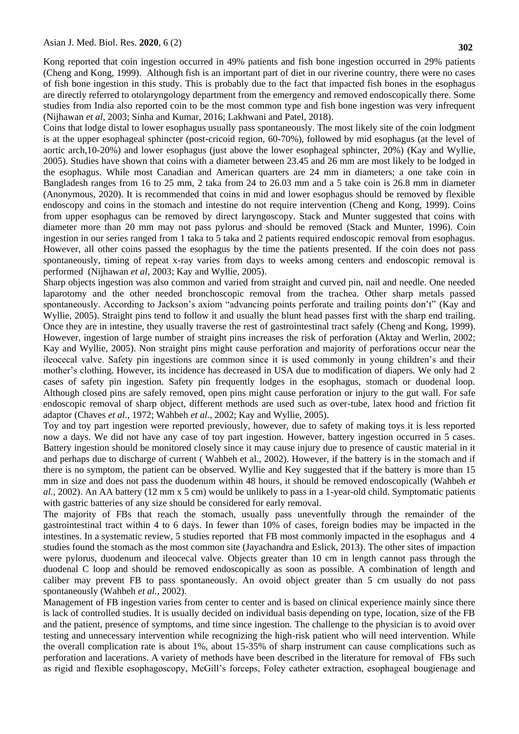Kong reported that coin ingestion occurred in 49% patients and fish bone ingestion occurred in 29% patients (Cheng and Kong, 1999). Although fish is an important part of diet in our riverine country, there were no cases of fish bone ingestion in this study. This is probably due to the fact that impacted fish bones in the esophagus are directly referred to otolaryngology department from the emergency and removed endoscopically there. Some studies from India also reported coin to be the most common type and fish bone ingestion was very infrequent (Nijhawan *et al*, 2003; Sinha and Kumar, 2016; Lakhwani and Patel, 2018).

Coins that lodge distal to lower esophagus usually pass spontaneously. The most likely site of the coin lodgment is at the upper esophageal sphincter (post-cricoid region, 60-70%), followed by mid esophagus (at the level of aortic arch,10-20%) and lower esophagus (just above the lower esophageal sphincter, 20%) (Kay and Wyllie, 2005). Studies have shown that coins with a diameter between 23.45 and 26 mm are most likely to be lodged in the esophagus. While most Canadian and American quarters are 24 mm in diameters; a one take coin in Bangladesh ranges from 16 to 25 mm, 2 taka from 24 to 26.03 mm and a 5 take coin is 26.8 mm in diameter (Anonymous, 2020). It is recommended that coins in mid and lower esophagus should be removed by flexible endoscopy and coins in the stomach and intestine do not require intervention (Cheng and Kong, 1999). Coins from upper esophagus can be removed by direct laryngoscopy. Stack and Munter suggested that coins with diameter more than 20 mm may not pass pylorus and should be removed (Stack and Munter, 1996). Coin ingestion in our series ranged from 1 taka to 5 taka and 2 patients required endoscopic removal from esophagus. However, all other coins passed the esophagus by the time the patients presented. If the coin does not pass spontaneously, timing of repeat x-ray varies from days to weeks among centers and endoscopic removal is performed (Nijhawan *et al*, 2003; Kay and Wyllie, 2005).

Sharp objects ingestion was also common and varied from straight and curved pin, nail and needle. One needed laparotomy and the other needed bronchoscopic removal from the trachea. Other sharp metals passed spontaneously. According to Jackson's axiom "advancing points perforate and trailing points don't" (Kay and Wyllie, 2005). Straight pins tend to follow it and usually the blunt head passes first with the sharp end trailing. Once they are in intestine, they usually traverse the rest of gastrointestinal tract safely (Cheng and Kong, 1999). However, ingestion of large number of straight pins increases the risk of perforation (Aktay and Werlin, 2002; Kay and Wyllie, 2005). Non straight pins might cause perforation and majority of perforations occur near the ileocecal valve. Safety pin ingestions are common since it is used commonly in young children's and their mother's clothing. However, its incidence has decreased in USA due to modification of diapers. We only had 2 cases of safety pin ingestion. Safety pin frequently lodges in the esophagus, stomach or duodenal loop. Although closed pins are safely removed, open pins might cause perforation or injury to the gut wall. For safe endoscopic removal of sharp object, different methods are used such as over-tube, latex hood and friction fit adaptor (Chaves *et al*., 1972; Wahbeh *et al.*, 2002; Kay and Wyllie, 2005).

Toy and toy part ingestion were reported previously, however, due to safety of making toys it is less reported now a days. We did not have any case of toy part ingestion. However, battery ingestion occurred in 5 cases. Battery ingestion should be monitored closely since it may cause injury due to presence of caustic material in it and perhaps due to discharge of current ( Wahbeh et al., 2002). However, if the battery is in the stomach and if there is no symptom, the patient can be observed. Wyllie and Key suggested that if the battery is more than 15 mm in size and does not pass the duodenum within 48 hours, it should be removed endoscopically (Wahbeh *et al.*, 2002). An AA battery (12 mm x 5 cm) would be unlikely to pass in a 1-year-old child. Symptomatic patients with gastric batteries of any size should be considered for early removal.

The majority of FBs that reach the stomach, usually pass uneventfully through the remainder of the gastrointestinal tract within 4 to 6 days. In fewer than 10% of cases, foreign bodies may be impacted in the intestines. In a systematic review, 5 studies reported that FB most commonly impacted in the esophagus and 4 studies found the stomach as the most common site (Jayachandra and Eslick, 2013). The other sites of impaction were pylorus, duodenum and ileocecal valve. Objects greater than 10 cm in length cannot pass through the duodenal C loop and should be removed endoscopically as soon as possible. A combination of length and caliber may prevent FB to pass spontaneously. An ovoid object greater than 5 cm usually do not pass spontaneously (Wahbeh *et al.*, 2002).

Management of FB ingestion varies from center to center and is based on clinical experience mainly since there is lack of controlled studies. It is usually decided on individual basis depending on type, location, size of the FB and the patient, presence of symptoms, and time since ingestion. The challenge to the physician is to avoid over testing and unnecessary intervention while recognizing the high-risk patient who will need intervention. While the overall complication rate is about 1%, about 15-35% of sharp instrument can cause complications such as perforation and lacerations. A variety of methods have been described in the literature for removal of FBs such as rigid and flexible esophagoscopy, McGill's forceps, Foley catheter extraction, esophageal bougienage and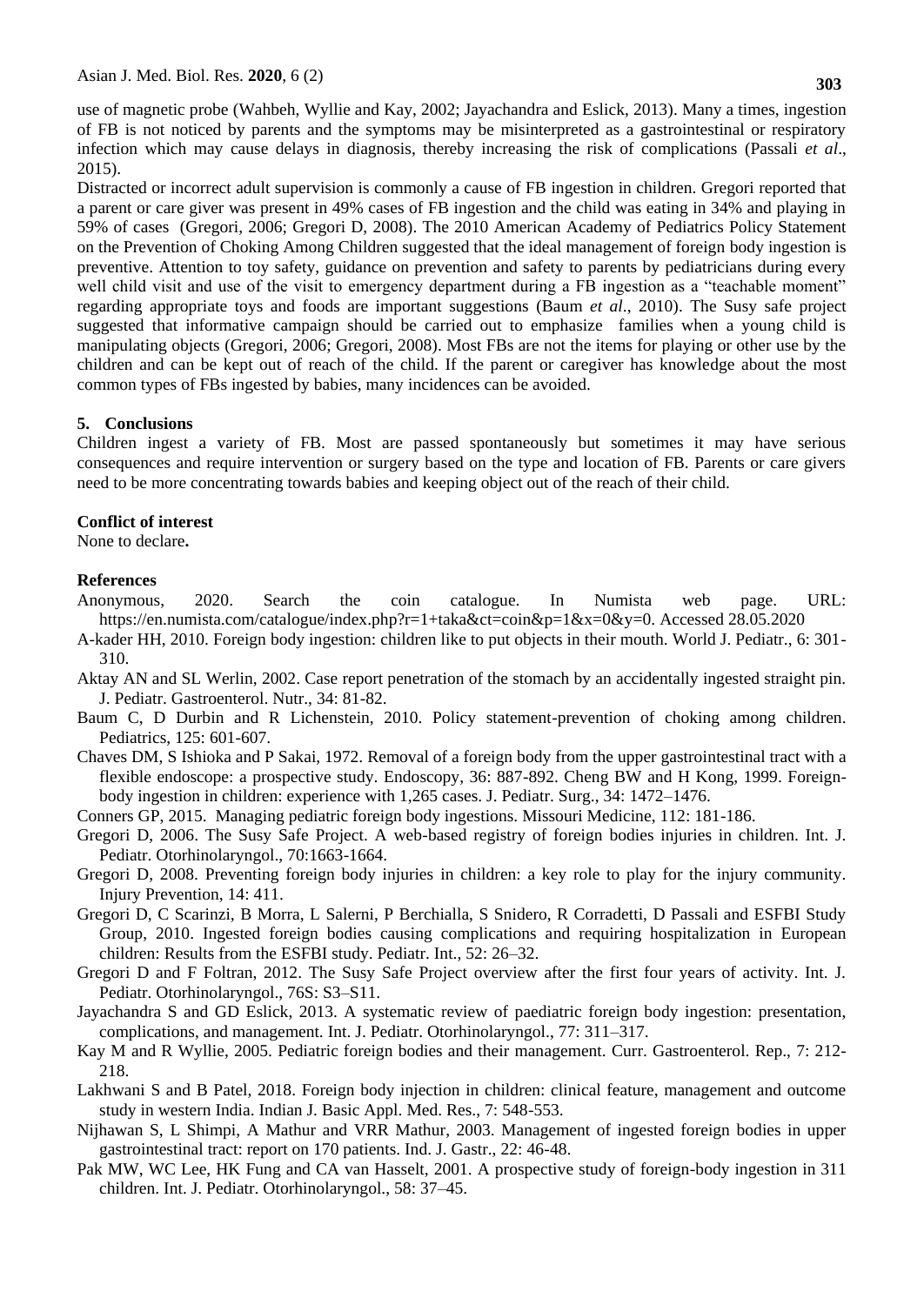use of magnetic probe (Wahbeh, Wyllie and Kay, 2002; Jayachandra and Eslick, 2013). Many a times, ingestion of FB is not noticed by parents and the symptoms may be misinterpreted as a gastrointestinal or respiratory infection which may cause delays in diagnosis, thereby increasing the risk of complications (Passali *et al*., 2015).

Distracted or incorrect adult supervision is commonly a cause of FB ingestion in children. Gregori reported that a parent or care giver was present in 49% cases of FB ingestion and the child was eating in 34% and playing in 59% of cases (Gregori, 2006; Gregori D, 2008). The 2010 American Academy of Pediatrics Policy Statement on the Prevention of Choking Among Children suggested that the ideal management of foreign body ingestion is preventive. Attention to toy safety, guidance on prevention and safety to parents by pediatricians during every well child visit and use of the visit to emergency department during a FB ingestion as a "teachable moment" regarding appropriate toys and foods are important suggestions (Baum *et al*., 2010). The Susy safe project suggested that informative campaign should be carried out to emphasize families when a young child is manipulating objects (Gregori, 2006; Gregori, 2008). Most FBs are not the items for playing or other use by the children and can be kept out of reach of the child. If the parent or caregiver has knowledge about the most common types of FBs ingested by babies, many incidences can be avoided.

## 5. Conclusions

Children ingest a variety of FB. Most are passed spontaneously but sometimes it may have serious consequences and require intervention or surgery based on the type and location of FB. Parents or care givers need to be more concentrating towards babies and keeping object out of the reach of their child.

## Conflict of interest

None to declare**.**

## References

Anonymous, 2020. Search the coin catalogue. In Numista web page. URL: https://en.numista.com/catalogue/index.php?r=1+taka&ct=coin&p=1&x=0&y=0. Accessed 28.05.2020

A-kader HH, 2010. Foreign body ingestion: children like to put objects in their mouth. World J. Pediatr., 6: 301-310.

Aktay AN and SL Werlin, 2002. Case report penetration of the stomach by an accidentally ingested straight pin. J. Pediatr. Gastroenterol. Nutr., 34: 81-82.

Baum C, D Durbin and R Lichenstein, 2010. Policy statement-prevention of choking among children. Pediatrics, 125: 601-607.

Chaves DM, S Ishioka and P Sakai, 1972. Removal of a foreign body from the upper gastrointestinal tract with a flexible endoscope: a prospective study. Endoscopy, 36: 887-892. Cheng BW and H Kong, 1999. Foreign-body ingestion in children: experience with 1,265 cases. J. Pediatr. Surg., 34: 1472–1476.

Conners GP, 2015. Managing pediatric foreign body ingestions. Missouri Medicine, 112: 181-186.

Gregori D, 2006. The Susy Safe Project. A web-based registry of foreign bodies injuries in children. Int. J. Pediatr. Otorhinolaryngol., 70:1663-1664.

Gregori D, 2008. Preventing foreign body injuries in children: a key role to play for the injury community. Injury Prevention, 14: 411.

Gregori D, C Scarinzi, B Morra, L Salerni, P Berchialla, S Snidero, R Corradetti, D Passali and ESFBI Study Group, 2010. Ingested foreign bodies causing complications and requiring hospitalization in European children: Results from the ESFBI study. Pediatr. Int., 52: 26–32.

Gregori D and F Foltran, 2012. The Susy Safe Project overview after the first four years of activity. Int. J. Pediatr. Otorhinolaryngol., 76S: S3–S11.

Jayachandra S and GD Eslick, 2013. A systematic review of paediatric foreign body ingestion: presentation, complications, and management. Int. J. Pediatr. Otorhinolaryngol., 77: 311–317.

Kay M and R Wyllie, 2005. Pediatric foreign bodies and their management. Curr. Gastroenterol. Rep., 7: 212-218.

Lakhwani S and B Patel, 2018. Foreign body injection in children: clinical feature, management and outcome study in western India. Indian J. Basic Appl. Med. Res., 7: 548-553.

Nijhawan S, L Shimpi, A Mathur and VRR Mathur, 2003. Management of ingested foreign bodies in upper gastrointestinal tract: report on 170 patients. Ind. J. Gastr., 22: 46-48.

Pak MW, WC Lee, HK Fung and CA van Hasselt, 2001. A prospective study of foreign-body ingestion in 311 children. Int. J. Pediatr. Otorhinolaryngol., 58: 37–45.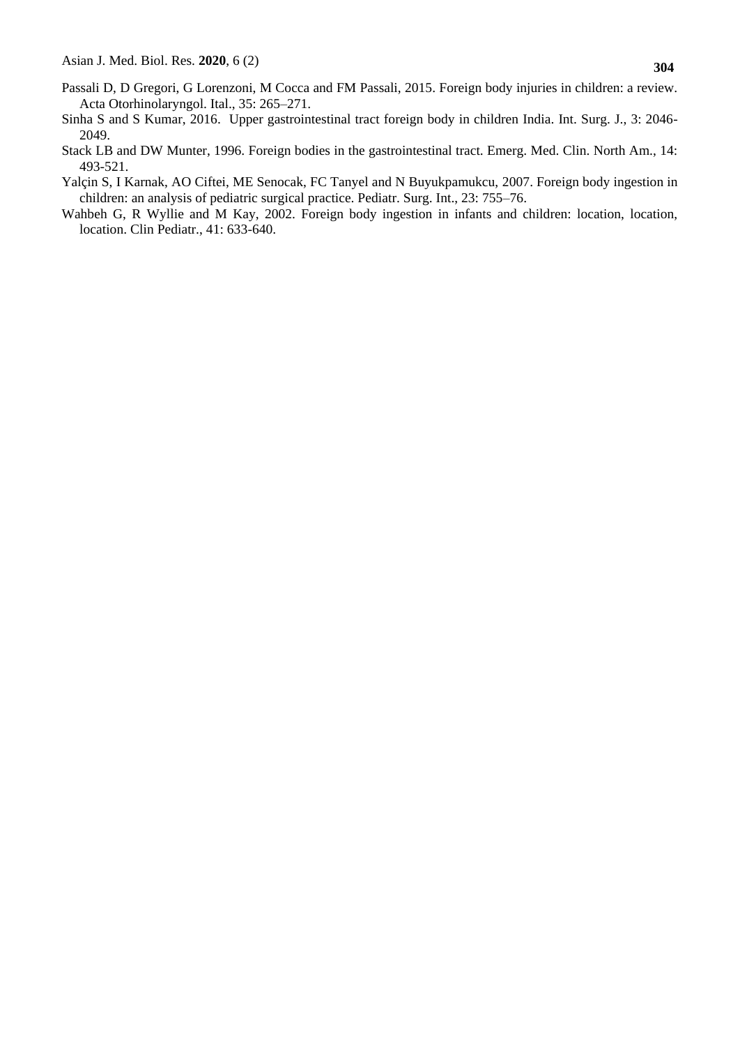Passali D, D Gregori, G Lorenzoni, M Cocca and FM Passali, 2015. Foreign body injuries in children: a review. Acta Otorhinolaryngol. Ital., 35: 265–271.

Sinha S and S Kumar, 2016. Upper gastrointestinal tract foreign body in children India. Int. Surg. J., 3: 2046-2049.

Stack LB and DW Munter, 1996. Foreign bodies in the gastrointestinal tract. Emerg. Med. Clin. North Am., 14: 493-521.

Yalçin S, I Karnak, AO Ciftei, ME Senocak, FC Tanyel and N Buyukpamukcu, 2007. Foreign body ingestion in children: an analysis of pediatric surgical practice. Pediatr. Surg. Int., 23: 755–76.

Wahbeh G, R Wyllie and M Kay, 2002. Foreign body ingestion in infants and children: location, location, location. Clin Pediatr., 41: 633-640.